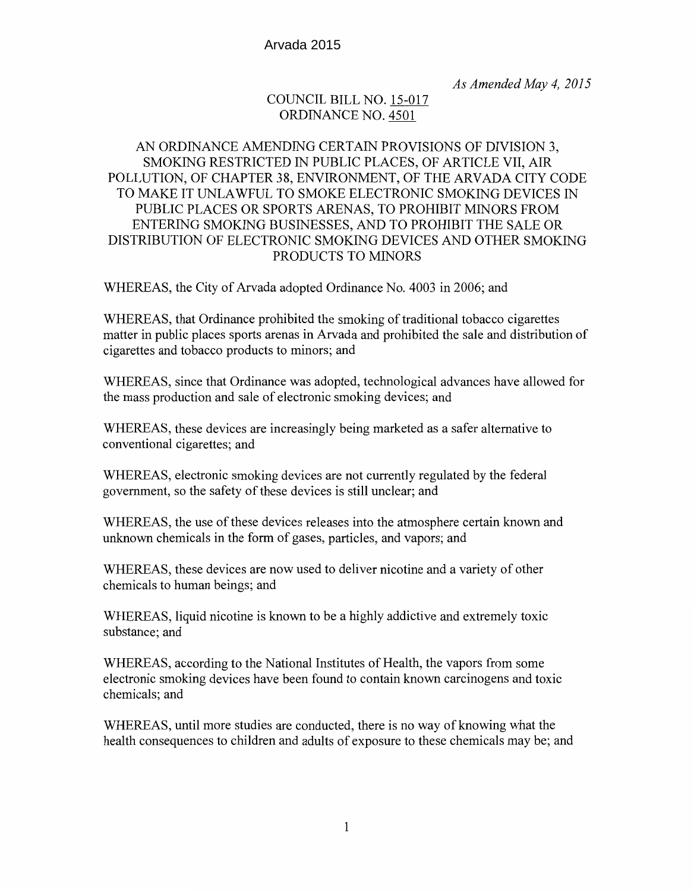Arvada 2015

*As Amended May 4, 2015*

COUNCIL BILL NO. 15-017
ORDINANCE NO. 4501

AN ORDINANCE AMENDING CERTAIN PROVISIONS OF DIVISION 3, SMOKING RESTRICTED IN PUBLIC PLACES, OF ARTICLE VII, AIR POLLUTION, OF CHAPTER 38, ENVIRONMENT, OF THE ARVADA CITY CODE TO MAKE IT UNLAWFUL TO SMOKE ELECTRONIC SMOKING DEVICES IN PUBLIC PLACES OR SPORTS ARENAS, TO PROHIBIT MINORS FROM ENTERING SMOKING BUSINESSES, AND TO PROHIBIT THE SALE OR DISTRIBUTION OF ELECTRONIC SMOKING DEVICES AND OTHER SMOKING PRODUCTS TO MINORS

WHEREAS, the City of Arvada adopted Ordinance No. 4003 in 2006; and

WHEREAS, that Ordinance prohibited the smoking of traditional tobacco cigarettes matter in public places sports arenas in Arvada and prohibited the sale and distribution of cigarettes and tobacco products to minors; and

WHEREAS, since that Ordinance was adopted, technological advances have allowed for the mass production and sale of electronic smoking devices; and

WHEREAS, these devices are increasingly being marketed as a safer alternative to conventional cigarettes; and

WHEREAS, electronic smoking devices are not currently regulated by the federal government, so the safety of these devices is still unclear; and

WHEREAS, the use of these devices releases into the atmosphere certain known and unknown chemicals in the form of gases, particles, and vapors; and

WHEREAS, these devices are now used to deliver nicotine and a variety of other chemicals to human beings; and

WHEREAS, liquid nicotine is known to be a highly addictive and extremely toxic substance; and

WHEREAS, according to the National Institutes of Health, the vapors from some electronic smoking devices have been found to contain known carcinogens and toxic chemicals; and

WHEREAS, until more studies are conducted, there is no way of knowing what the health consequences to children and adults of exposure to these chemicals may be; and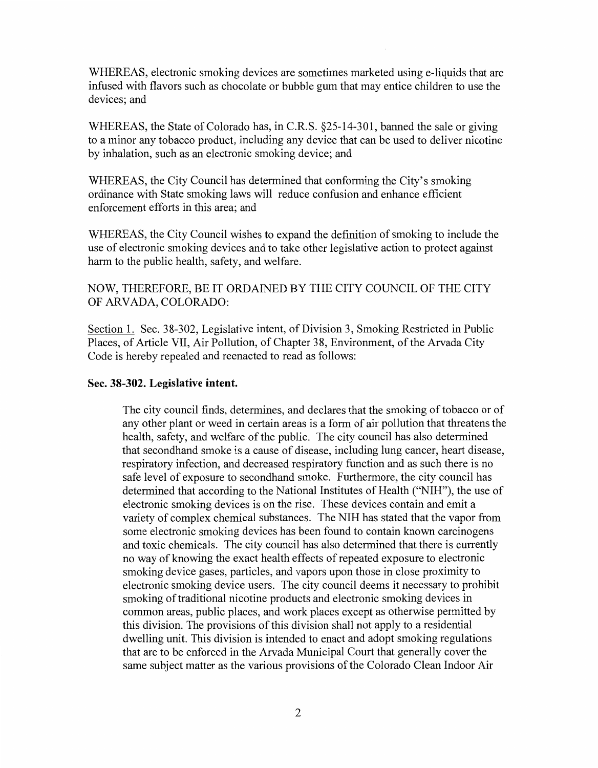WHEREAS, electronic smoking devices are sometimes marketed using e-liquids that are infused with flavors such as chocolate or bubble gum that may entice children to use the devices; and

WHEREAS, the State of Colorado has, in C.R.S. §25-14-301, banned the sale or giving to a minor any tobacco product, including any device that can be used to deliver nicotine by inhalation, such as an electronic smoking device; and

WHEREAS, the City Council has determined that conforming the City's smoking ordinance with State smoking laws will reduce confusion and enhance efficient enforcement efforts in this area; and

WHEREAS, the City Council wishes to expand the definition of smoking to include the use of electronic smoking devices and to take other legislative action to protect against harm to the public health, safety, and welfare.

NOW, THEREFORE, BE IT ORDAINED BY THE CITY COUNCIL OF THE CITY OF ARVADA, COLORADO:

Section 1. Sec. 38-302, Legislative intent, of Division 3, Smoking Restricted in Public Places, of Article VII, Air Pollution, of Chapter 38, Environment, of the Arvada City Code is hereby repealed and reenacted to read as follows:

**Sec. 38-302. Legislative intent.**

> The city council finds, determines, and declares that the smoking of tobacco or of any other plant or weed in certain areas is a form of air pollution that threatens the health, safety, and welfare of the public. The city council has also determined that secondhand smoke is a cause of disease, including lung cancer, heart disease, respiratory infection, and decreased respiratory function and as such there is no safe level of exposure to secondhand smoke. Furthermore, the city council has determined that according to the National Institutes of Health ("NIH"), the use of electronic smoking devices is on the rise. These devices contain and emit a variety of complex chemical substances. The NIH has stated that the vapor from some electronic smoking devices has been found to contain known carcinogens and toxic chemicals. The city council has also determined that there is currently no way of knowing the exact health effects of repeated exposure to electronic smoking device gases, particles, and vapors upon those in close proximity to electronic smoking device users. The city council deems it necessary to prohibit smoking of traditional nicotine products and electronic smoking devices in common areas, public places, and work places except as otherwise permitted by this division. The provisions of this division shall not apply to a residential dwelling unit. This division is intended to enact and adopt smoking regulations that are to be enforced in the Arvada Municipal Court that generally cover the same subject matter as the various provisions of the Colorado Clean Indoor Air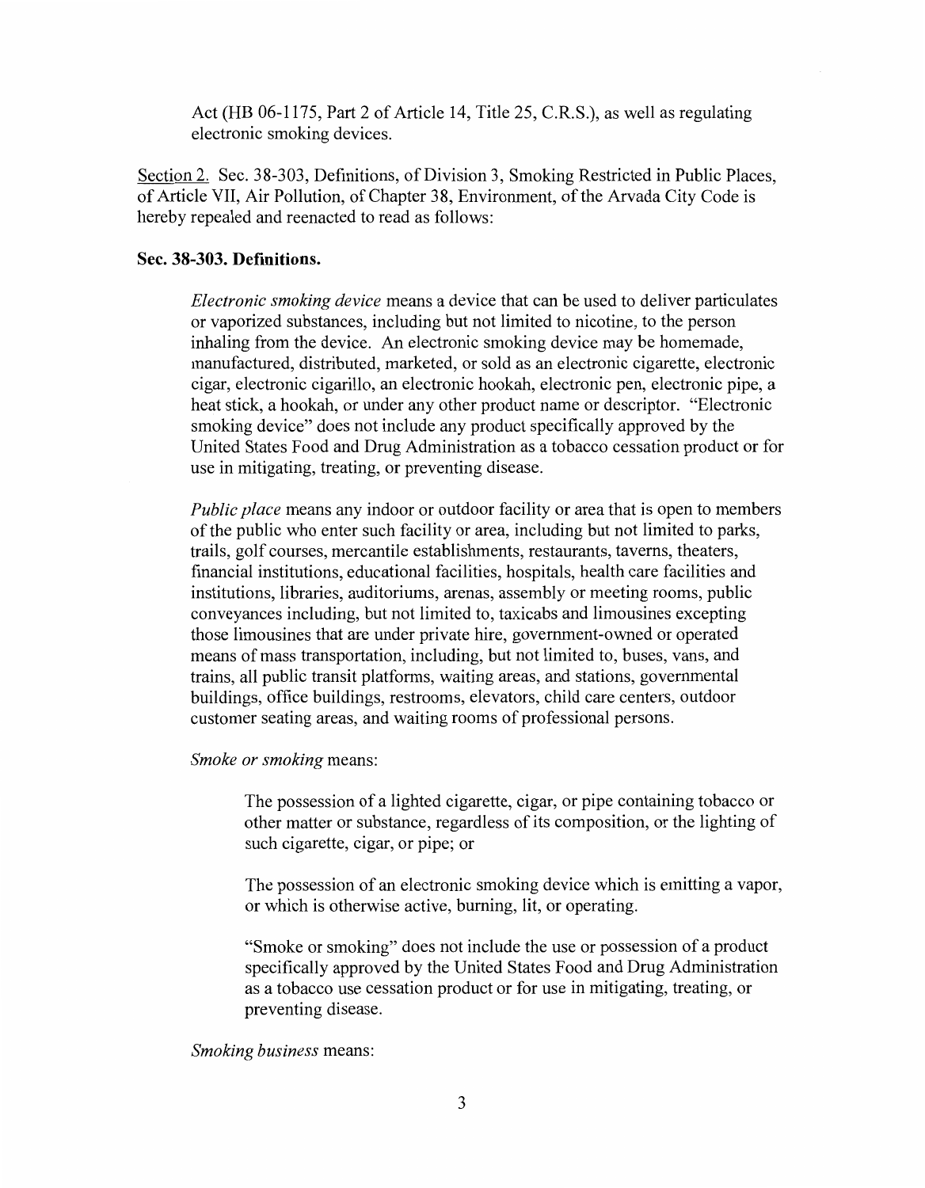Act (HB 06-1175, Part 2 of Article 14, Title 25, C.R.S.), as well as regulating electronic smoking devices.

<u>Section 2.</u> Sec. 38-303, Definitions, of Division 3, Smoking Restricted in Public Places, of Article VII, Air Pollution, of Chapter 38, Environment, of the Arvada City Code is hereby repealed and reenacted to read as follows:

**Sec. 38-303. Definitions.**

*Electronic smoking device* means a device that can be used to deliver particulates or vaporized substances, including but not limited to nicotine, to the person inhaling from the device. An electronic smoking device may be homemade, manufactured, distributed, marketed, or sold as an electronic cigarette, electronic cigar, electronic cigarillo, an electronic hookah, electronic pen, electronic pipe, a heat stick, a hookah, or under any other product name or descriptor. "Electronic smoking device" does not include any product specifically approved by the United States Food and Drug Administration as a tobacco cessation product or for use in mitigating, treating, or preventing disease.

*Public place* means any indoor or outdoor facility or area that is open to members of the public who enter such facility or area, including but not limited to parks, trails, golf courses, mercantile establishments, restaurants, taverns, theaters, financial institutions, educational facilities, hospitals, health care facilities and institutions, libraries, auditoriums, arenas, assembly or meeting rooms, public conveyances including, but not limited to, taxicabs and limousines excepting those limousines that are under private hire, government-owned or operated means of mass transportation, including, but not limited to, buses, vans, and trains, all public transit platforms, waiting areas, and stations, governmental buildings, office buildings, restrooms, elevators, child care centers, outdoor customer seating areas, and waiting rooms of professional persons.

*Smoke or smoking* means:

The possession of a lighted cigarette, cigar, or pipe containing tobacco or other matter or substance, regardless of its composition, or the lighting of such cigarette, cigar, or pipe; or

The possession of an electronic smoking device which is emitting a vapor, or which is otherwise active, burning, lit, or operating.

"Smoke or smoking" does not include the use or possession of a product specifically approved by the United States Food and Drug Administration as a tobacco use cessation product or for use in mitigating, treating, or preventing disease.

*Smoking business* means: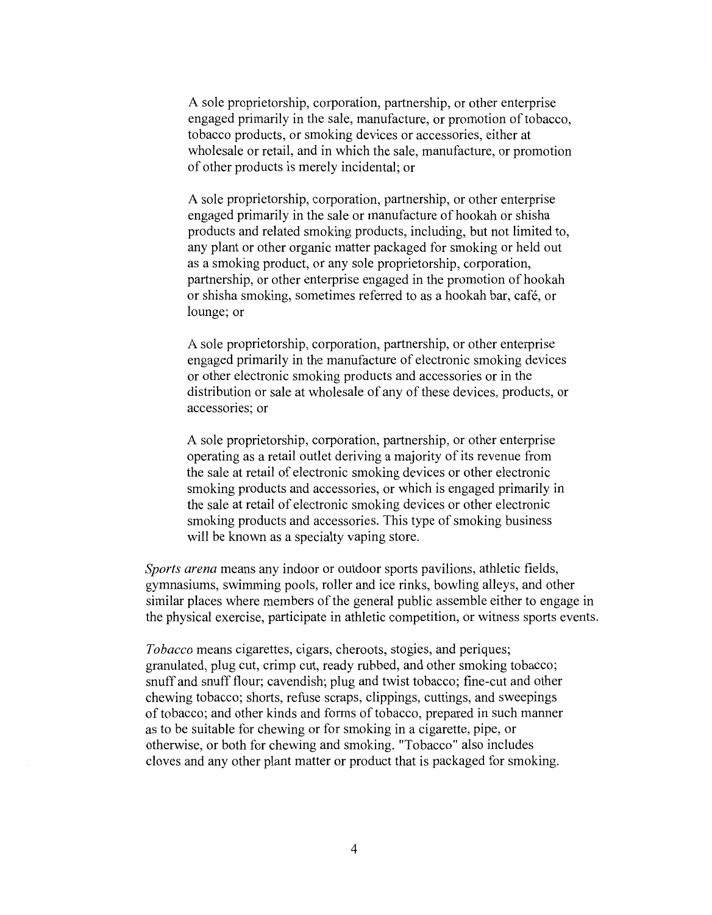A sole proprietorship, corporation, partnership, or other enterprise engaged primarily in the sale, manufacture, or promotion of tobacco, tobacco products, or smoking devices or accessories, either at wholesale or retail, and in which the sale, manufacture, or promotion of other products is merely incidental; or

A sole proprietorship, corporation, partnership, or other enterprise engaged primarily in the sale or manufacture of hookah or shisha products and related smoking products, including, but not limited to, any plant or other organic matter packaged for smoking or held out as a smoking product, or any sole proprietorship, corporation, partnership, or other enterprise engaged in the promotion of hookah or shisha smoking, sometimes referred to as a hookah bar, café, or lounge; or

A sole proprietorship, corporation, partnership, or other enterprise engaged primarily in the manufacture of electronic smoking devices or other electronic smoking products and accessories or in the distribution or sale at wholesale of any of these devices, products, or accessories; or

A sole proprietorship, corporation, partnership, or other enterprise operating as a retail outlet deriving a majority of its revenue from the sale at retail of electronic smoking devices or other electronic smoking products and accessories, or which is engaged primarily in the sale at retail of electronic smoking devices or other electronic smoking products and accessories. This type of smoking business will be known as a specialty vaping store.

*Sports arena* means any indoor or outdoor sports pavilions, athletic fields, gymnasiums, swimming pools, roller and ice rinks, bowling alleys, and other similar places where members of the general public assemble either to engage in the physical exercise, participate in athletic competition, or witness sports events.

*Tobacco* means cigarettes, cigars, cheroots, stogies, and periques; granulated, plug cut, crimp cut, ready rubbed, and other smoking tobacco; snuff and snuff flour; cavendish; plug and twist tobacco; fine-cut and other chewing tobacco; shorts, refuse scraps, clippings, cuttings, and sweepings of tobacco; and other kinds and forms of tobacco, prepared in such manner as to be suitable for chewing or for smoking in a cigarette, pipe, or otherwise, or both for chewing and smoking. "Tobacco" also includes cloves and any other plant matter or product that is packaged for smoking.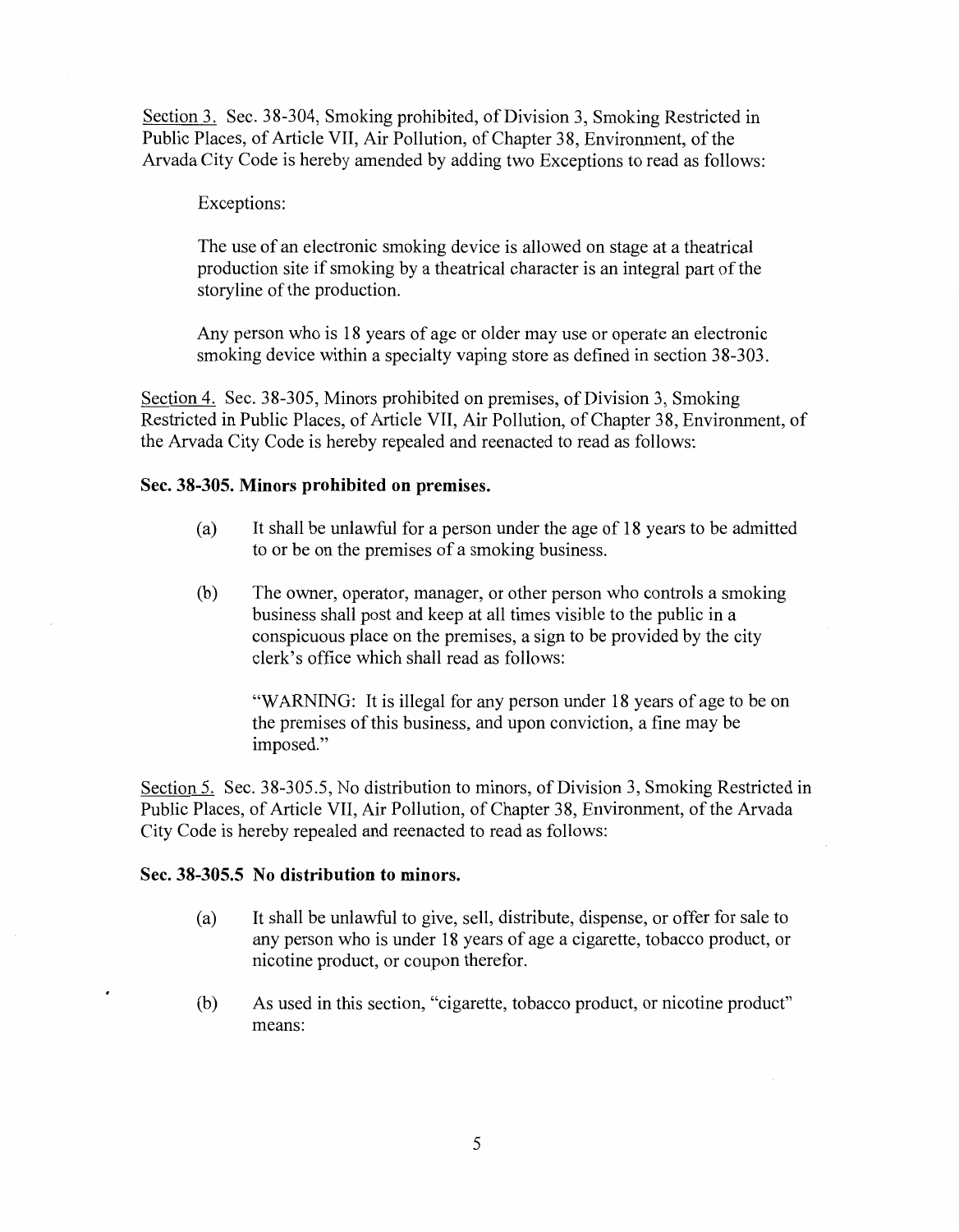Section 3. Sec. 38-304, Smoking prohibited, of Division 3, Smoking Restricted in Public Places, of Article VII, Air Pollution, of Chapter 38, Environment, of the Arvada City Code is hereby amended by adding two Exceptions to read as follows:

> Exceptions:
>
> The use of an electronic smoking device is allowed on stage at a theatrical production site if smoking by a theatrical character is an integral part of the storyline of the production.
>
> Any person who is 18 years of age or older may use or operate an electronic smoking device within a specialty vaping store as defined in section 38-303.

Section 4. Sec. 38-305, Minors prohibited on premises, of Division 3, Smoking Restricted in Public Places, of Article VII, Air Pollution, of Chapter 38, Environment, of the Arvada City Code is hereby repealed and reenacted to read as follows:

**Sec. 38-305. Minors prohibited on premises.**

(a) It shall be unlawful for a person under the age of 18 years to be admitted to or be on the premises of a smoking business.

(b) The owner, operator, manager, or other person who controls a smoking business shall post and keep at all times visible to the public in a conspicuous place on the premises, a sign to be provided by the city clerk's office which shall read as follows:

> "WARNING: It is illegal for any person under 18 years of age to be on the premises of this business, and upon conviction, a fine may be imposed."

Section 5. Sec. 38-305.5, No distribution to minors, of Division 3, Smoking Restricted in Public Places, of Article VII, Air Pollution, of Chapter 38, Environment, of the Arvada City Code is hereby repealed and reenacted to read as follows:

**Sec. 38-305.5 No distribution to minors.**

(a) It shall be unlawful to give, sell, distribute, dispense, or offer for sale to any person who is under 18 years of age a cigarette, tobacco product, or nicotine product, or coupon therefor.

(b) As used in this section, "cigarette, tobacco product, or nicotine product" means: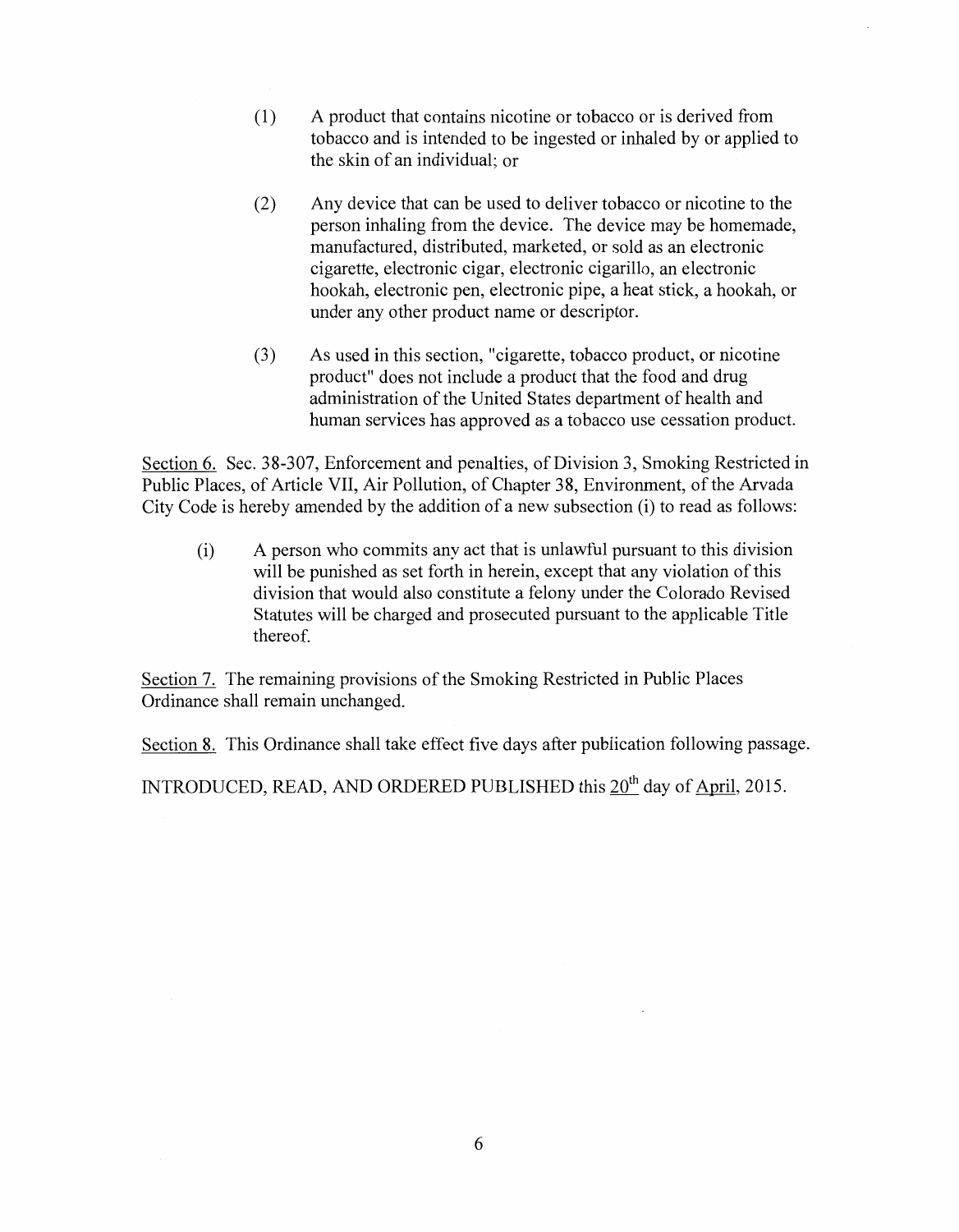(1) A product that contains nicotine or tobacco or is derived from tobacco and is intended to be ingested or inhaled by or applied to the skin of an individual; or

(2) Any device that can be used to deliver tobacco or nicotine to the person inhaling from the device. The device may be homemade, manufactured, distributed, marketed, or sold as an electronic cigarette, electronic cigar, electronic cigarillo, an electronic hookah, electronic pen, electronic pipe, a heat stick, a hookah, or under any other product name or descriptor.

(3) As used in this section, "cigarette, tobacco product, or nicotine product" does not include a product that the food and drug administration of the United States department of health and human services has approved as a tobacco use cessation product.

<u>Section 6.</u> Sec. 38-307, Enforcement and penalties, of Division 3, Smoking Restricted in Public Places, of Article VII, Air Pollution, of Chapter 38, Environment, of the Arvada City Code is hereby amended by the addition of a new subsection (i) to read as follows:

(i) A person who commits any act that is unlawful pursuant to this division will be punished as set forth in herein, except that any violation of this division that would also constitute a felony under the Colorado Revised Statutes will be charged and prosecuted pursuant to the applicable Title thereof.

<u>Section 7.</u> The remaining provisions of the Smoking Restricted in Public Places Ordinance shall remain unchanged.

<u>Section 8.</u> This Ordinance shall take effect five days after publication following passage.

INTRODUCED, READ, AND ORDERED PUBLISHED this <u>20th</u> day of <u>April</u>, 2015.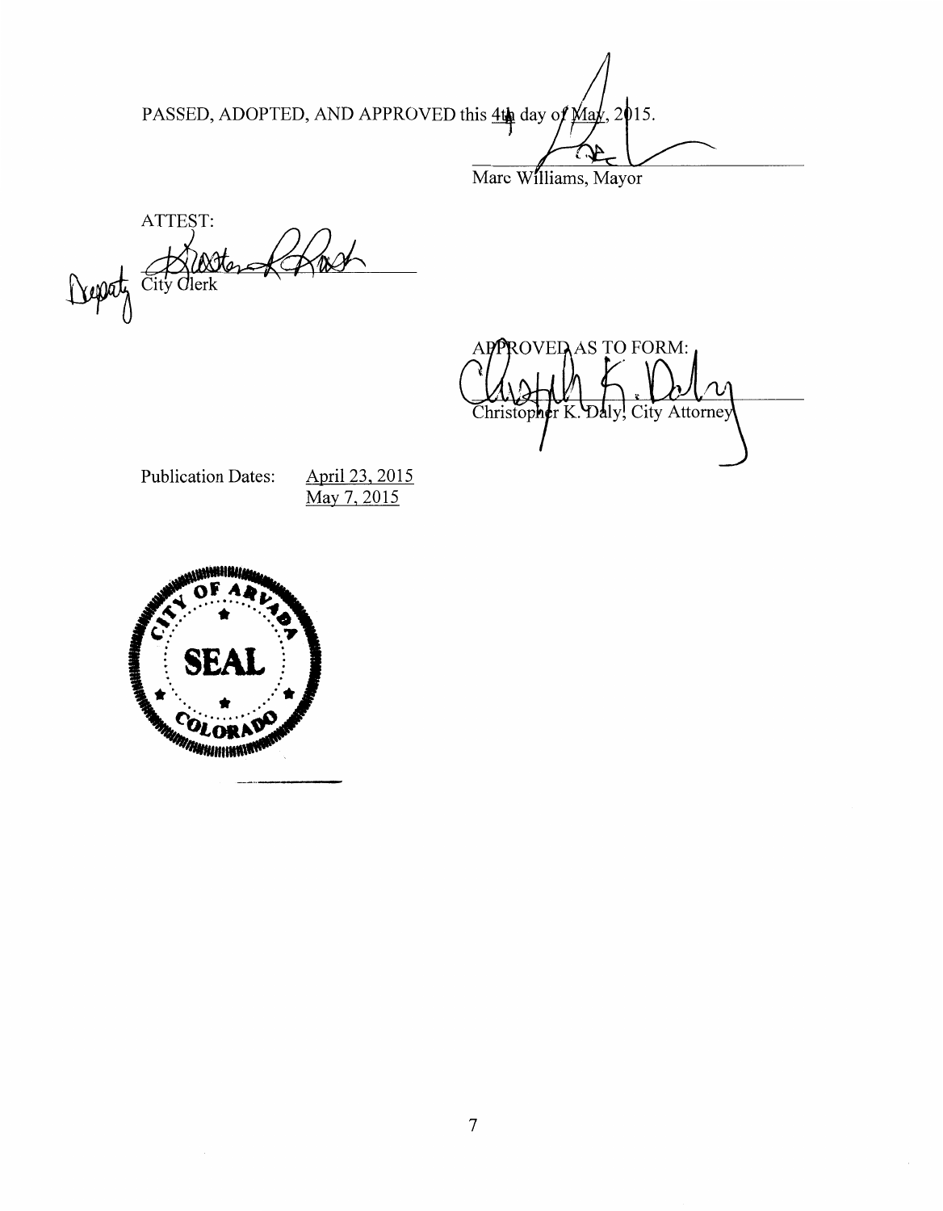PASSED, ADOPTED, AND APPROVED this 4th day of May, 2015.

Marc Williams, Mayor

ATTEST:

Deputy City Clerk

APPROVED AS TO FORM:

Christopher K. Daly, City Attorney

Publication Dates: April 23, 2015
May 7, 2015

CITY OF ARVADA SEAL COLORADO